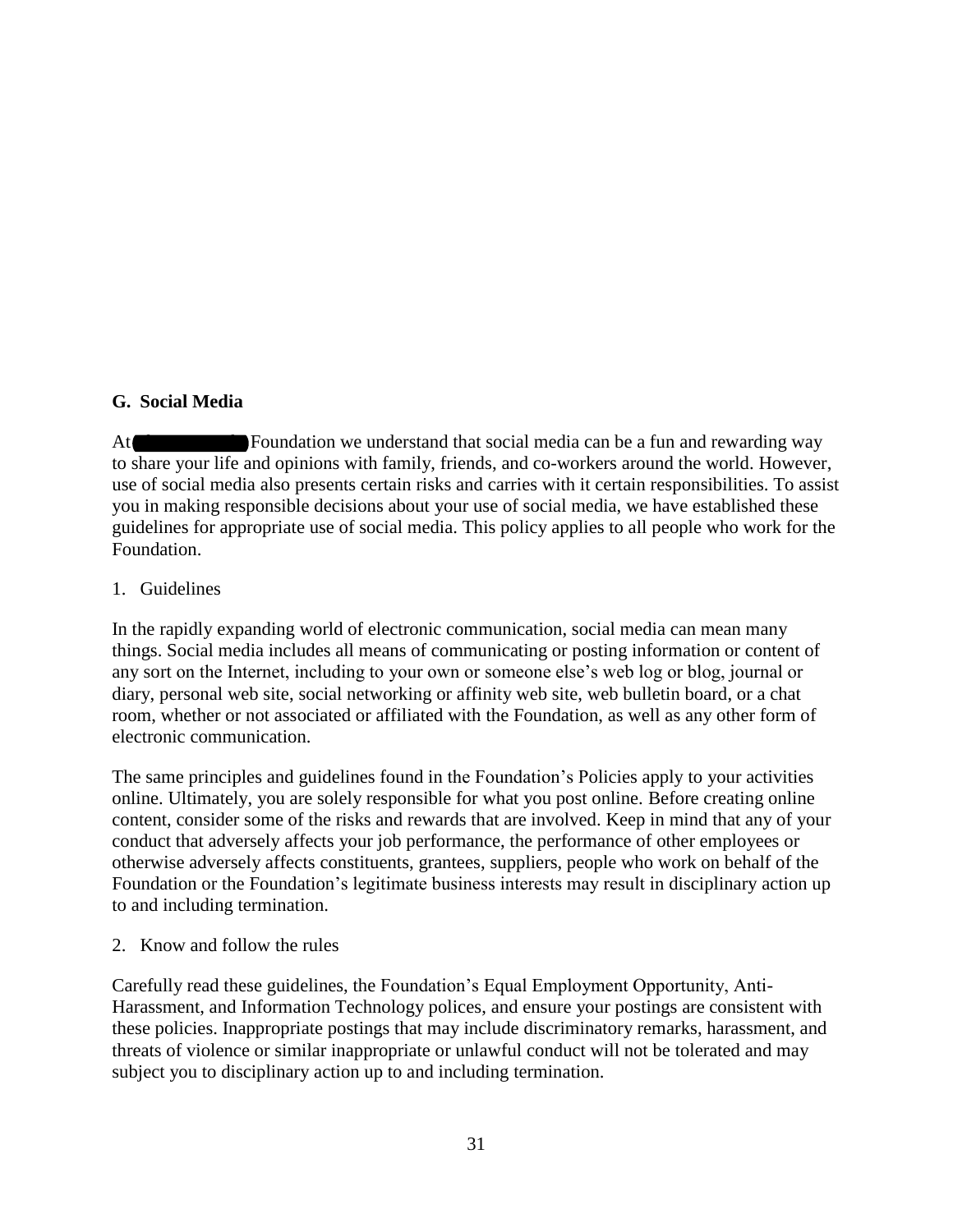## G. Social Media

At [redacted] Foundation we understand that social media can be a fun and rewarding way to share your life and opinions with family, friends, and co-workers around the world. However, use of social media also presents certain risks and carries with it certain responsibilities. To assist you in making responsible decisions about your use of social media, we have established these guidelines for appropriate use of social media. This policy applies to all people who work for the Foundation.

1. Guidelines

In the rapidly expanding world of electronic communication, social media can mean many things. Social media includes all means of communicating or posting information or content of any sort on the Internet, including to your own or someone else's web log or blog, journal or diary, personal web site, social networking or affinity web site, web bulletin board, or a chat room, whether or not associated or affiliated with the Foundation, as well as any other form of electronic communication.

The same principles and guidelines found in the Foundation's Policies apply to your activities online. Ultimately, you are solely responsible for what you post online. Before creating online content, consider some of the risks and rewards that are involved. Keep in mind that any of your conduct that adversely affects your job performance, the performance of other employees or otherwise adversely affects constituents, grantees, suppliers, people who work on behalf of the Foundation or the Foundation's legitimate business interests may result in disciplinary action up to and including termination.

2. Know and follow the rules

Carefully read these guidelines, the Foundation's Equal Employment Opportunity, Anti-Harassment, and Information Technology polices, and ensure your postings are consistent with these policies. Inappropriate postings that may include discriminatory remarks, harassment, and threats of violence or similar inappropriate or unlawful conduct will not be tolerated and may subject you to disciplinary action up to and including termination.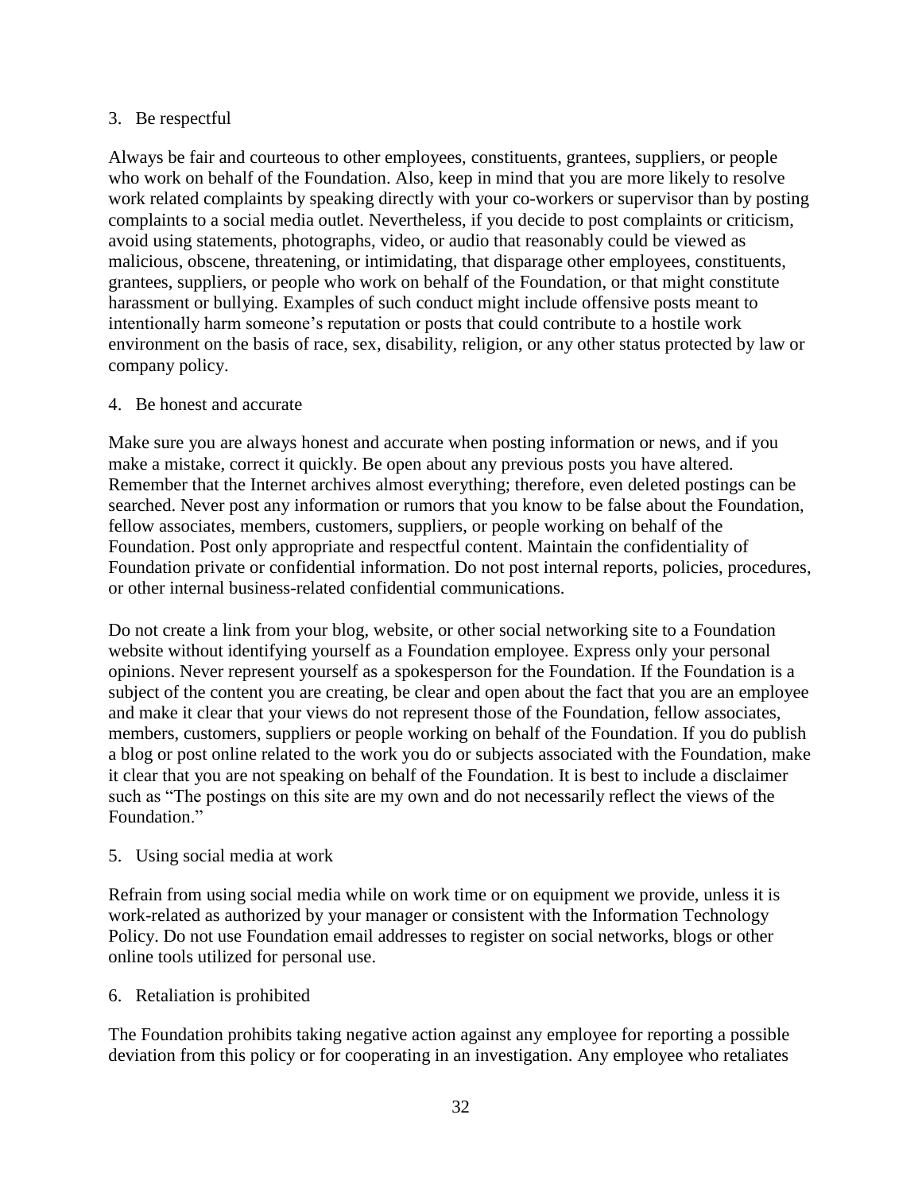3. Be respectful

Always be fair and courteous to other employees, constituents, grantees, suppliers, or people who work on behalf of the Foundation. Also, keep in mind that you are more likely to resolve work related complaints by speaking directly with your co-workers or supervisor than by posting complaints to a social media outlet. Nevertheless, if you decide to post complaints or criticism, avoid using statements, photographs, video, or audio that reasonably could be viewed as malicious, obscene, threatening, or intimidating, that disparage other employees, constituents, grantees, suppliers, or people who work on behalf of the Foundation, or that might constitute harassment or bullying. Examples of such conduct might include offensive posts meant to intentionally harm someone's reputation or posts that could contribute to a hostile work environment on the basis of race, sex, disability, religion, or any other status protected by law or company policy.

4. Be honest and accurate

Make sure you are always honest and accurate when posting information or news, and if you make a mistake, correct it quickly. Be open about any previous posts you have altered. Remember that the Internet archives almost everything; therefore, even deleted postings can be searched. Never post any information or rumors that you know to be false about the Foundation, fellow associates, members, customers, suppliers, or people working on behalf of the Foundation. Post only appropriate and respectful content. Maintain the confidentiality of Foundation private or confidential information. Do not post internal reports, policies, procedures, or other internal business-related confidential communications.

Do not create a link from your blog, website, or other social networking site to a Foundation website without identifying yourself as a Foundation employee. Express only your personal opinions. Never represent yourself as a spokesperson for the Foundation. If the Foundation is a subject of the content you are creating, be clear and open about the fact that you are an employee and make it clear that your views do not represent those of the Foundation, fellow associates, members, customers, suppliers or people working on behalf of the Foundation. If you do publish a blog or post online related to the work you do or subjects associated with the Foundation, make it clear that you are not speaking on behalf of the Foundation. It is best to include a disclaimer such as "The postings on this site are my own and do not necessarily reflect the views of the Foundation."

5. Using social media at work

Refrain from using social media while on work time or on equipment we provide, unless it is work-related as authorized by your manager or consistent with the Information Technology Policy. Do not use Foundation email addresses to register on social networks, blogs or other online tools utilized for personal use.

6. Retaliation is prohibited

The Foundation prohibits taking negative action against any employee for reporting a possible deviation from this policy or for cooperating in an investigation. Any employee who retaliates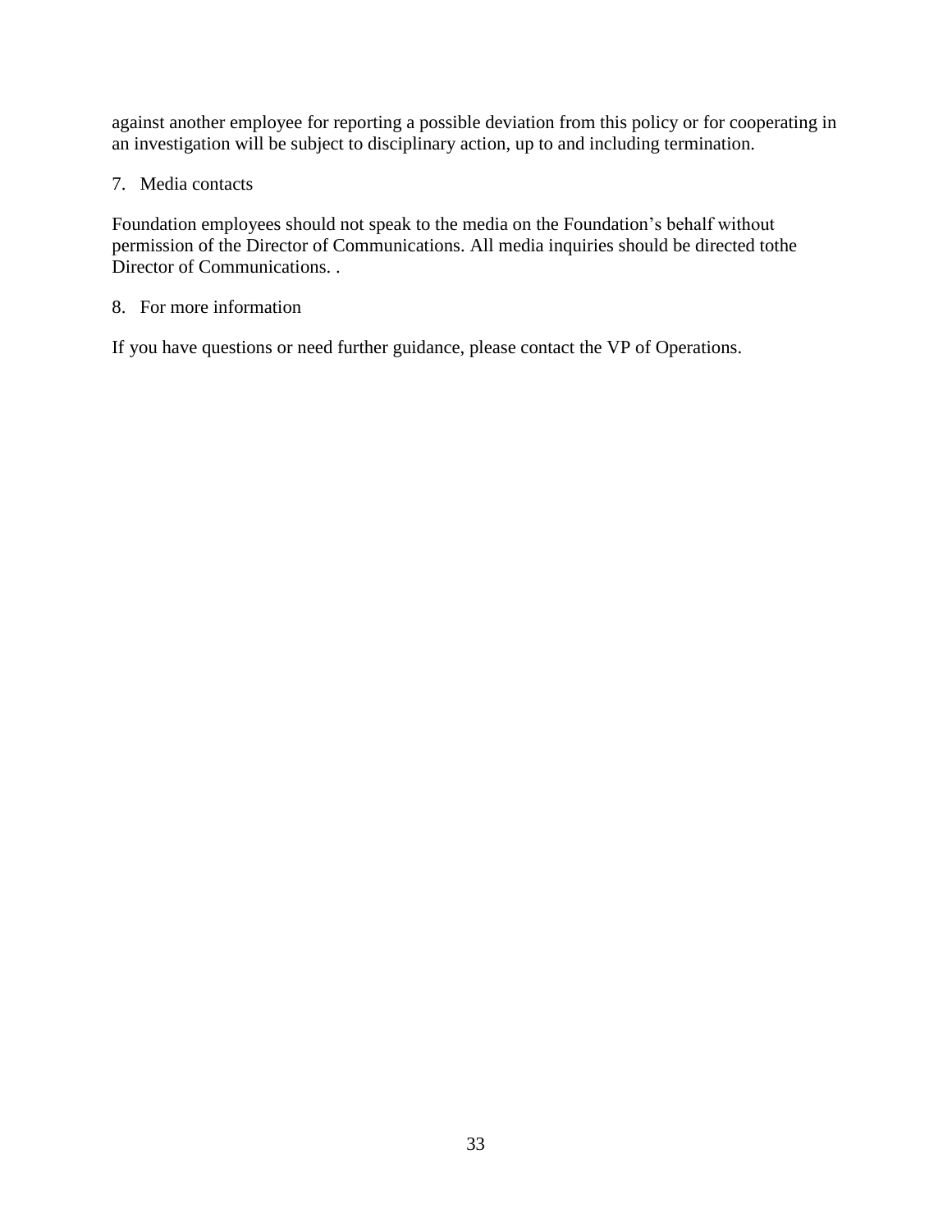against another employee for reporting a possible deviation from this policy or for cooperating in an investigation will be subject to disciplinary action, up to and including termination.

7. Media contacts

Foundation employees should not speak to the media on the Foundation's behalf without permission of the Director of Communications. All media inquiries should be directed tothe Director of Communications. .

8. For more information

If you have questions or need further guidance, please contact the VP of Operations.